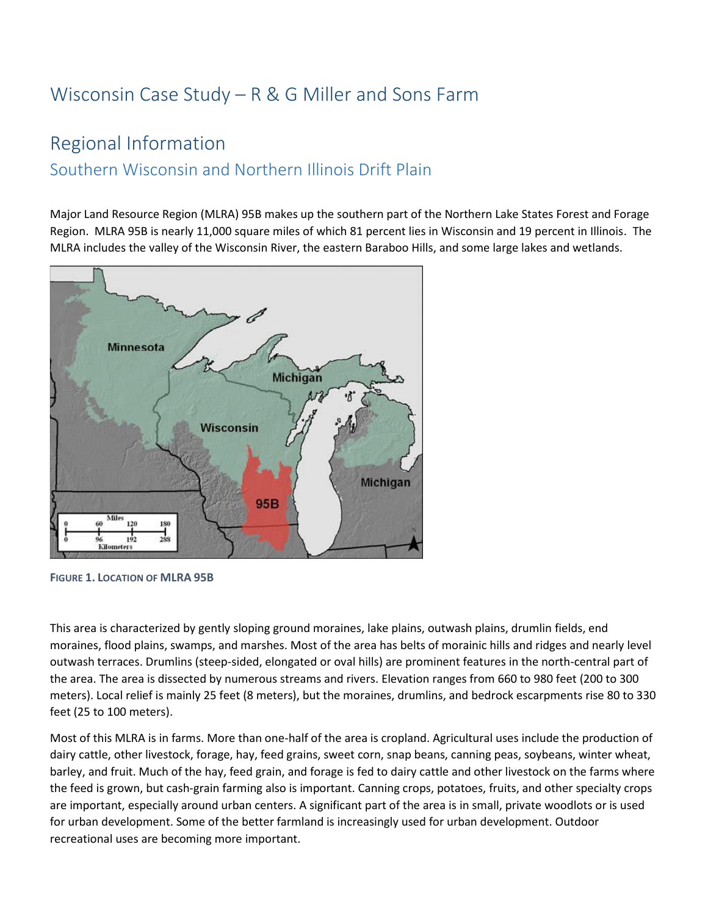# Wisconsin Case Study – R & G Miller and Sons Farm

## Regional Information

### Southern Wisconsin and Northern Illinois Drift Plain

Major Land Resource Region (MLRA) 95B makes up the southern part of the Northern Lake States Forest and Forage Region. MLRA 95B is nearly 11,000 square miles of which 81 percent lies in Wisconsin and 19 percent in Illinois. The MLRA includes the valley of the Wisconsin River, the eastern Baraboo Hills, and some large lakes and wetlands.

**FIGURE 1. LOCATION OF MLRA 95B**

This area is characterized by gently sloping ground moraines, lake plains, outwash plains, drumlin fields, end moraines, flood plains, swamps, and marshes. Most of the area has belts of morainic hills and ridges and nearly level outwash terraces. Drumlins (steep-sided, elongated or oval hills) are prominent features in the north-central part of the area. The area is dissected by numerous streams and rivers. Elevation ranges from 660 to 980 feet (200 to 300 meters). Local relief is mainly 25 feet (8 meters), but the moraines, drumlins, and bedrock escarpments rise 80 to 330 feet (25 to 100 meters).

Most of this MLRA is in farms. More than one-half of the area is cropland. Agricultural uses include the production of dairy cattle, other livestock, forage, hay, feed grains, sweet corn, snap beans, canning peas, soybeans, winter wheat, barley, and fruit. Much of the hay, feed grain, and forage is fed to dairy cattle and other livestock on the farms where the feed is grown, but cash-grain farming also is important. Canning crops, potatoes, fruits, and other specialty crops are important, especially around urban centers. A significant part of the area is in small, private woodlots or is used for urban development. Some of the better farmland is increasingly used for urban development. Outdoor recreational uses are becoming more important.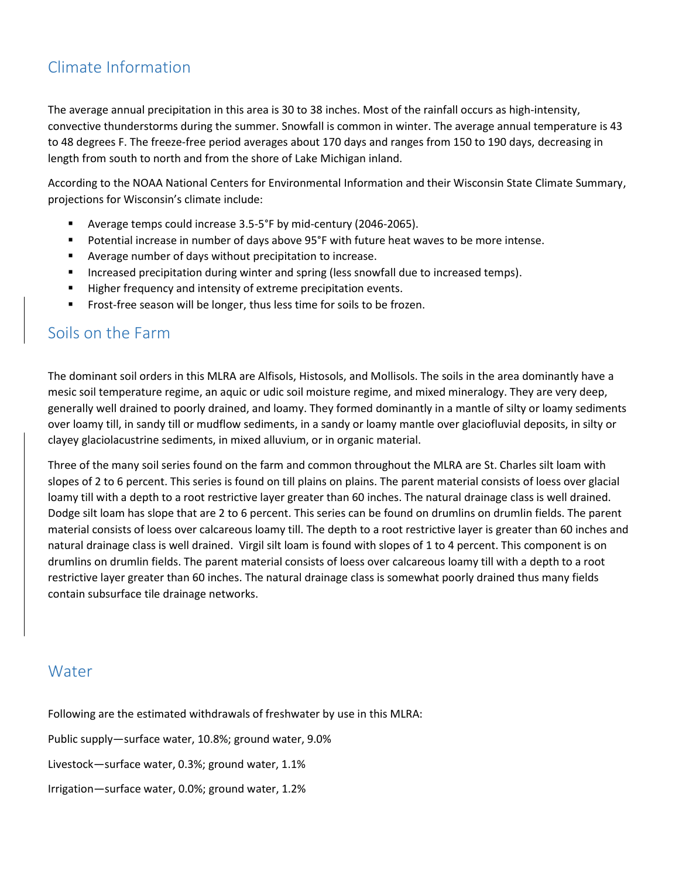## Climate Information

The average annual precipitation in this area is 30 to 38 inches. Most of the rainfall occurs as high-intensity, convective thunderstorms during the summer. Snowfall is common in winter. The average annual temperature is 43 to 48 degrees F. The freeze-free period averages about 170 days and ranges from 150 to 190 days, decreasing in length from south to north and from the shore of Lake Michigan inland.

According to the NOAA National Centers for Environmental Information and their Wisconsin State Climate Summary, projections for Wisconsin's climate include:

- Average temps could increase 3.5-5°F by mid-century (2046-2065).
- Potential increase in number of days above 95°F with future heat waves to be more intense.
- Average number of days without precipitation to increase.
- Increased precipitation during winter and spring (less snowfall due to increased temps).
- Higher frequency and intensity of extreme precipitation events.
- Frost-free season will be longer, thus less time for soils to be frozen.

## Soils on the Farm

The dominant soil orders in this MLRA are Alfisols, Histosols, and Mollisols. The soils in the area dominantly have a mesic soil temperature regime, an aquic or udic soil moisture regime, and mixed mineralogy. They are very deep, generally well drained to poorly drained, and loamy. They formed dominantly in a mantle of silty or loamy sediments over loamy till, in sandy till or mudflow sediments, in a sandy or loamy mantle over glaciofluvial deposits, in silty or clayey glaciolacustrine sediments, in mixed alluvium, or in organic material.

Three of the many soil series found on the farm and common throughout the MLRA are St. Charles silt loam with slopes of 2 to 6 percent. This series is found on till plains on plains. The parent material consists of loess over glacial loamy till with a depth to a root restrictive layer greater than 60 inches. The natural drainage class is well drained. Dodge silt loam has slope that are 2 to 6 percent. This series can be found on drumlins on drumlin fields. The parent material consists of loess over calcareous loamy till. The depth to a root restrictive layer is greater than 60 inches and natural drainage class is well drained. Virgil silt loam is found with slopes of 1 to 4 percent. This component is on drumlins on drumlin fields. The parent material consists of loess over calcareous loamy till with a depth to a root restrictive layer greater than 60 inches. The natural drainage class is somewhat poorly drained thus many fields contain subsurface tile drainage networks.

## Water

Following are the estimated withdrawals of freshwater by use in this MLRA:

Public supply—surface water, 10.8%; ground water, 9.0%

Livestock—surface water, 0.3%; ground water, 1.1%

Irrigation—surface water, 0.0%; ground water, 1.2%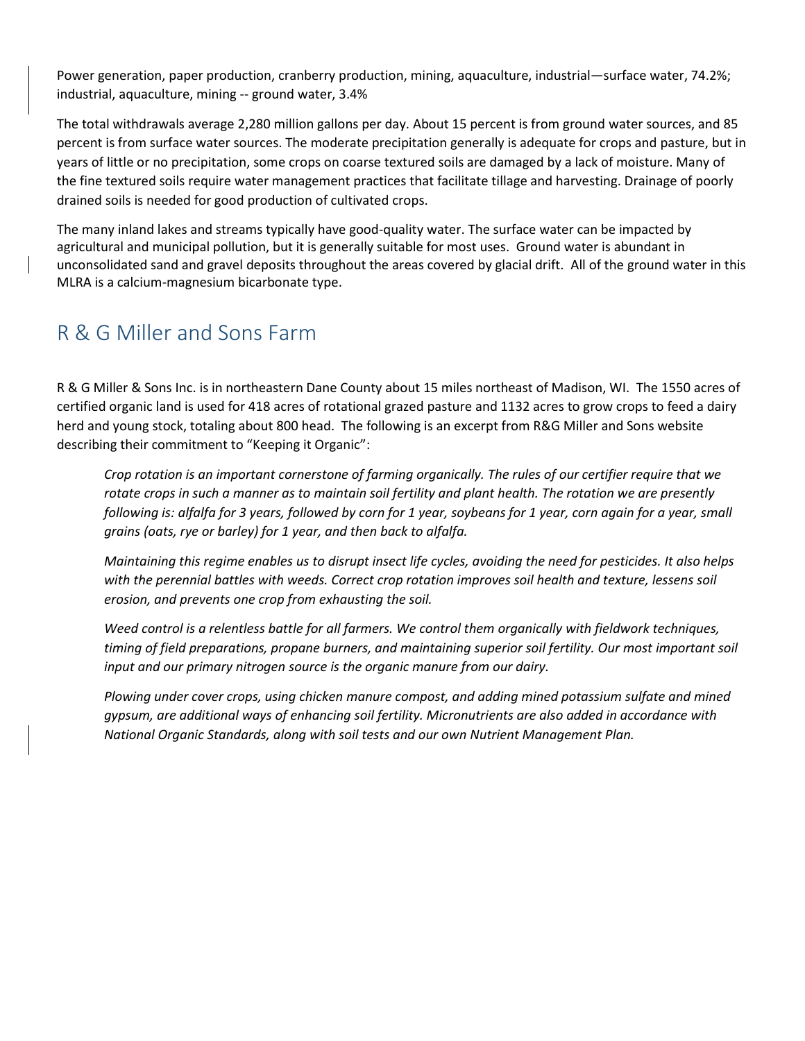Power generation, paper production, cranberry production, mining, aquaculture, industrial—surface water, 74.2%; industrial, aquaculture, mining -- ground water, 3.4%

The total withdrawals average 2,280 million gallons per day. About 15 percent is from ground water sources, and 85 percent is from surface water sources. The moderate precipitation generally is adequate for crops and pasture, but in years of little or no precipitation, some crops on coarse textured soils are damaged by a lack of moisture. Many of the fine textured soils require water management practices that facilitate tillage and harvesting. Drainage of poorly drained soils is needed for good production of cultivated crops.

The many inland lakes and streams typically have good-quality water. The surface water can be impacted by agricultural and municipal pollution, but it is generally suitable for most uses. Ground water is abundant in unconsolidated sand and gravel deposits throughout the areas covered by glacial drift. All of the ground water in this MLRA is a calcium-magnesium bicarbonate type.

## R & G Miller and Sons Farm

R & G Miller & Sons Inc. is in northeastern Dane County about 15 miles northeast of Madison, WI. The 1550 acres of certified organic land is used for 418 acres of rotational grazed pasture and 1132 acres to grow crops to feed a dairy herd and young stock, totaling about 800 head. The following is an excerpt from R&G Miller and Sons website describing their commitment to "Keeping it Organic":

> *Crop rotation is an important cornerstone of farming organically. The rules of our certifier require that we rotate crops in such a manner as to maintain soil fertility and plant health. The rotation we are presently following is: alfalfa for 3 years, followed by corn for 1 year, soybeans for 1 year, corn again for a year, small grains (oats, rye or barley) for 1 year, and then back to alfalfa.*
>
> *Maintaining this regime enables us to disrupt insect life cycles, avoiding the need for pesticides. It also helps with the perennial battles with weeds. Correct crop rotation improves soil health and texture, lessens soil erosion, and prevents one crop from exhausting the soil.*
>
> *Weed control is a relentless battle for all farmers. We control them organically with fieldwork techniques, timing of field preparations, propane burners, and maintaining superior soil fertility. Our most important soil input and our primary nitrogen source is the organic manure from our dairy.*
>
> *Plowing under cover crops, using chicken manure compost, and adding mined potassium sulfate and mined gypsum, are additional ways of enhancing soil fertility. Micronutrients are also added in accordance with National Organic Standards, along with soil tests and our own Nutrient Management Plan.*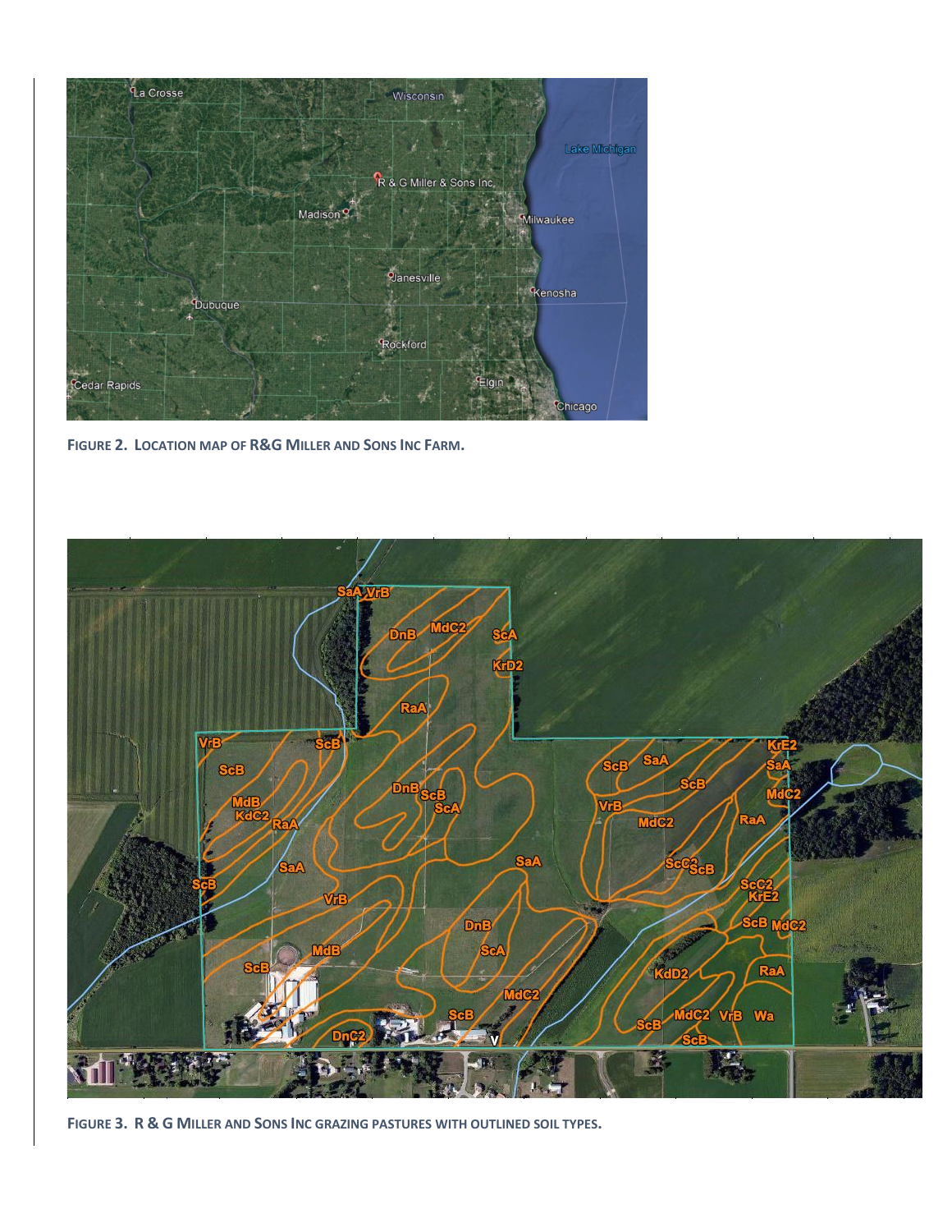**FIGURE 2. LOCATION MAP OF R&G MILLER AND SONS INC FARM.**

**FIGURE 3. R & G MILLER AND SONS INC GRAZING PASTURES WITH OUTLINED SOIL TYPES.**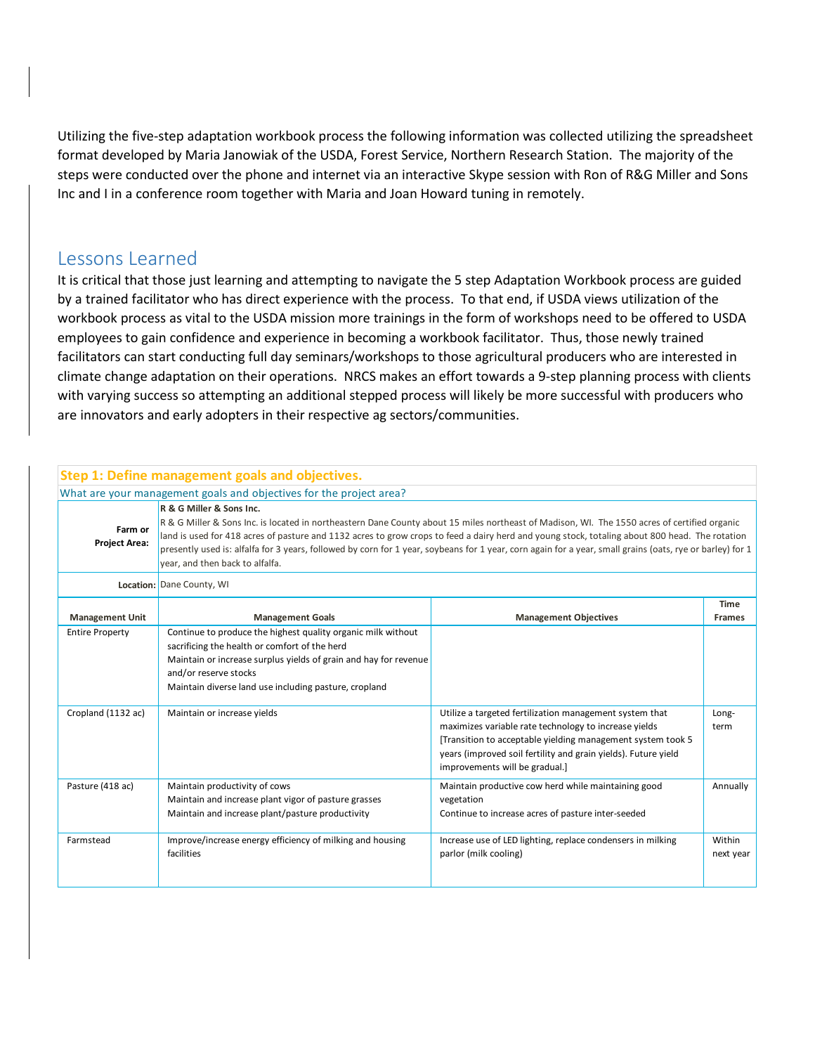Utilizing the five-step adaptation workbook process the following information was collected utilizing the spreadsheet format developed by Maria Janowiak of the USDA, Forest Service, Northern Research Station. The majority of the steps were conducted over the phone and internet via an interactive Skype session with Ron of R&G Miller and Sons Inc and I in a conference room together with Maria and Joan Howard tuning in remotely.

## Lessons Learned

It is critical that those just learning and attempting to navigate the 5 step Adaptation Workbook process are guided by a trained facilitator who has direct experience with the process. To that end, if USDA views utilization of the workbook process as vital to the USDA mission more trainings in the form of workshops need to be offered to USDA employees to gain confidence and experience in becoming a workbook facilitator. Thus, those newly trained facilitators can start conducting full day seminars/workshops to those agricultural producers who are interested in climate change adaptation on their operations. NRCS makes an effort towards a 9-step planning process with clients with varying success so attempting an additional stepped process will likely be more successful with producers who are innovators and early adopters in their respective ag sectors/communities.

**Step 1: Define management goals and objectives.**

What are your management goals and objectives for the project area?

| | | | |
|---|---|---|---|
| **Farm or Project Area:** | **R & G Miller & Sons Inc.** R & G Miller & Sons Inc. is located in northeastern Dane County about 15 miles northeast of Madison, WI. The 1550 acres of certified organic land is used for 418 acres of pasture and 1132 acres to grow crops to feed a dairy herd and young stock, totaling about 800 head. The rotation presently used is: alfalfa for 3 years, followed by corn for 1 year, soybeans for 1 year, corn again for a year, small grains (oats, rye or barley) for 1 year, and then back to alfalfa. | | |
| **Location:** | Dane County, WI | | |
| **Management Unit** | **Management Goals** | **Management Objectives** | **Time Frames** |
| Entire Property | Continue to produce the highest quality organic milk without sacrificing the health or comfort of the herd<br>Maintain or increase surplus yields of grain and hay for revenue and/or reserve stocks<br>Maintain diverse land use including pasture, cropland | | |
| Cropland (1132 ac) | Maintain or increase yields | Utilize a targeted fertilization management system that maximizes variable rate technology to increase yields [Transition to acceptable yielding management system took 5 years (improved soil fertility and grain yields). Future yield improvements will be gradual.] | Long-term |
| Pasture (418 ac) | Maintain productivity of cows<br>Maintain and increase plant vigor of pasture grasses<br>Maintain and increase plant/pasture productivity | Maintain productive cow herd while maintaining good vegetation<br>Continue to increase acres of pasture inter-seeded | Annually |
| Farmstead | Improve/increase energy efficiency of milking and housing facilities | Increase use of LED lighting, replace condensers in milking parlor (milk cooling) | Within next year |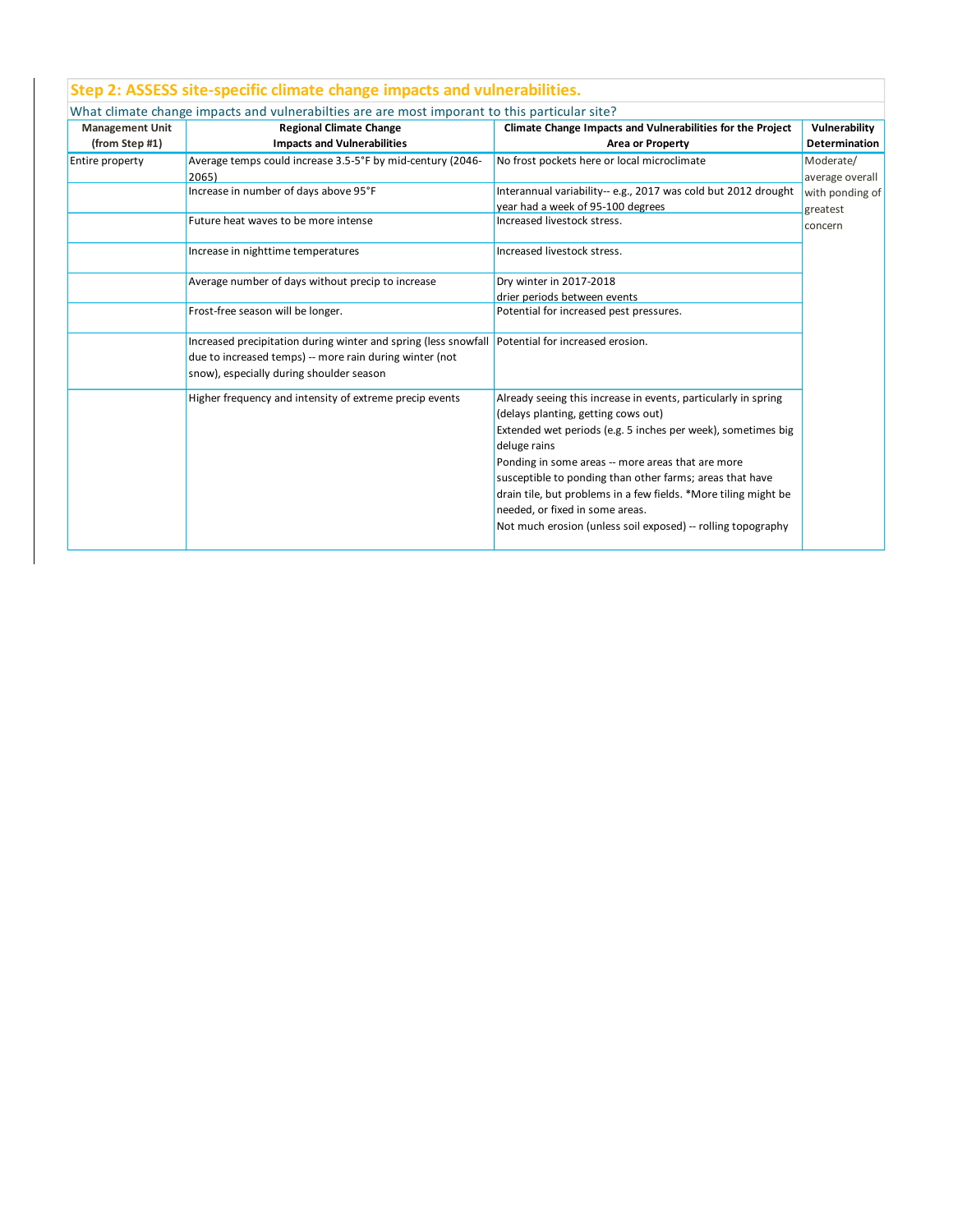## Step 2: ASSESS site-specific climate change impacts and vulnerabilities.

What climate change impacts and vulnerabilties are are most imporant to this particular site?

| Management Unit (from Step #1) | Regional Climate Change Impacts and Vulnerabilities | Climate Change Impacts and Vulnerabilities for the Project Area or Property | Vulnerability Determination |
|---|---|---|---|
| Entire property | Average temps could increase 3.5-5°F by mid-century (2046-2065) | No frost pockets here or local microclimate | Moderate/ average overall with ponding of greatest concern |
| | Increase in number of days above 95°F | Interannual variability-- e.g., 2017 was cold but 2012 drought year had a week of 95-100 degrees | |
| | Future heat waves to be more intense | Increased livestock stress. | |
| | Increase in nighttime temperatures | Increased livestock stress. | |
| | Average number of days without precip to increase | Dry winter in 2017-2018<br>drier periods between events | |
| | Frost-free season will be longer. | Potential for increased pest pressures. | |
| | Increased precipitation during winter and spring (less snowfall due to increased temps) -- more rain during winter (not snow), especially during shoulder season | Potential for increased erosion. | |
| | Higher frequency and intensity of extreme precip events | Already seeing this increase in events, particularly in spring (delays planting, getting cows out)<br>Extended wet periods (e.g. 5 inches per week), sometimes big deluge rains<br>Ponding in some areas -- more areas that are more susceptible to ponding than other farms; areas that have drain tile, but problems in a few fields. *More tiling might be needed, or fixed in some areas.<br>Not much erosion (unless soil exposed) -- rolling topography | |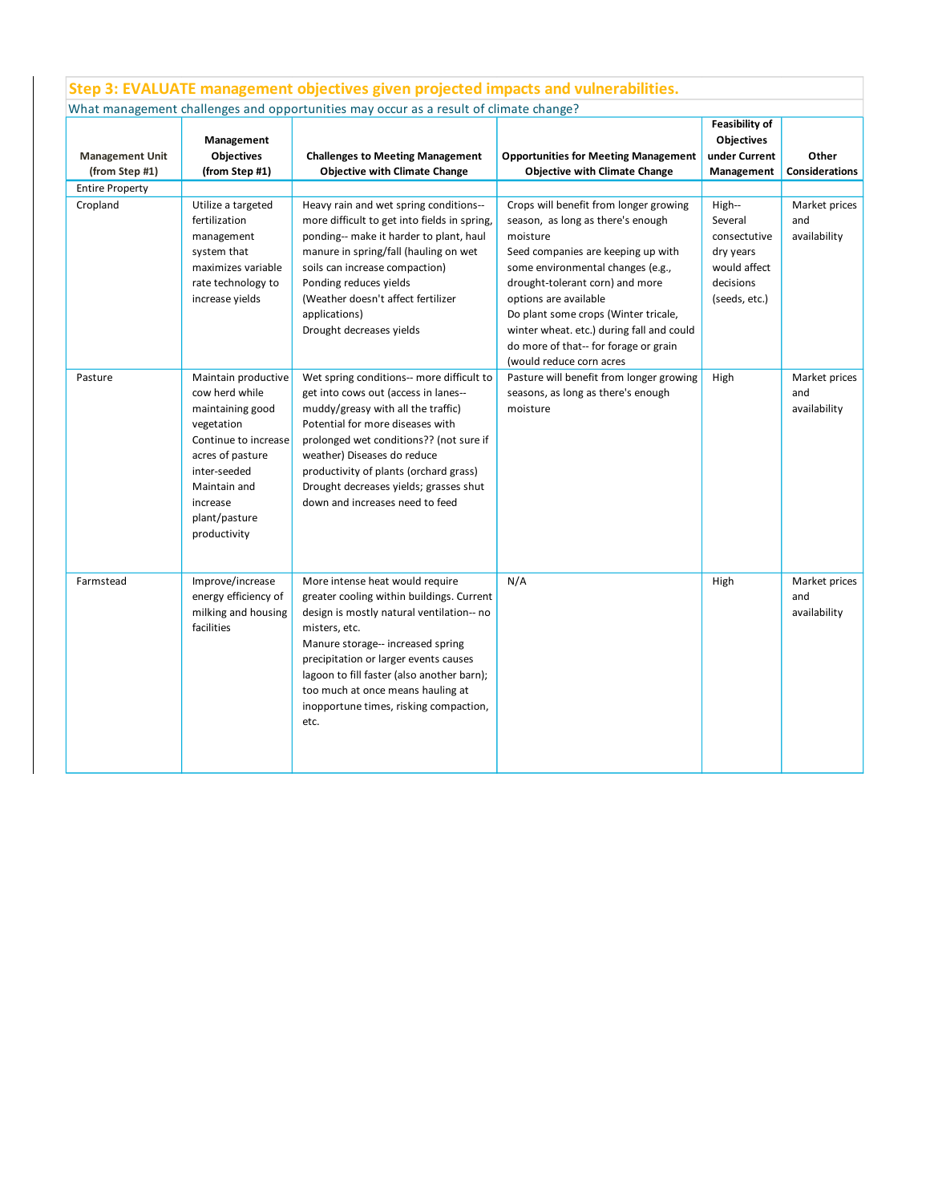## Step 3: EVALUATE management objectives given projected impacts and vulnerabilities.

What management challenges and opportunities may occur as a result of climate change?

| Management Unit (from Step #1) | Management Objectives (from Step #1) | Challenges to Meeting Management Objective with Climate Change | Opportunities for Meeting Management Objective with Climate Change | Feasibility of Objectives under Current Management | Other Considerations |
|---|---|---|---|---|---|
| Entire Property | | | | | |
| Cropland | Utilize a targeted fertilization management system that maximizes variable rate technology to increase yields | Heavy rain and wet spring conditions-- more difficult to get into fields in spring, ponding-- make it harder to plant, haul manure in spring/fall (hauling on wet soils can increase compaction)<br>Ponding reduces yields<br>(Weather doesn't affect fertilizer applications)<br>Drought decreases yields | Crops will benefit from longer growing season, as long as there's enough moisture<br>Seed companies are keeping up with some environmental changes (e.g., drought-tolerant corn) and more options are available<br>Do plant some crops (Winter tricale, winter wheat. etc.) during fall and could do more of that-- for forage or grain (would reduce corn acres | High-- Several consecutive dry years would affect decisions (seeds, etc.) | Market prices and availability |
| Pasture | Maintain productive cow herd while maintaining good vegetation<br>Continue to increase acres of pasture inter-seeded<br>Maintain and increase plant/pasture productivity | Wet spring conditions-- more difficult to get into cows out (access in lanes-- muddy/greasy with all the traffic)<br>Potential for more diseases with prolonged wet conditions?? (not sure if weather) Diseases do reduce productivity of plants (orchard grass)<br>Drought decreases yields; grasses shut down and increases need to feed | Pasture will benefit from longer growing seasons, as long as there's enough moisture | High | Market prices and availability |
| Farmstead | Improve/increase energy efficiency of milking and housing facilities | More intense heat would require greater cooling within buildings. Current design is mostly natural ventilation-- no misters, etc.<br>Manure storage-- increased spring precipitation or larger events causes lagoon to fill faster (also another barn); too much at once means hauling at inopportune times, risking compaction, etc. | N/A | High | Market prices and availability |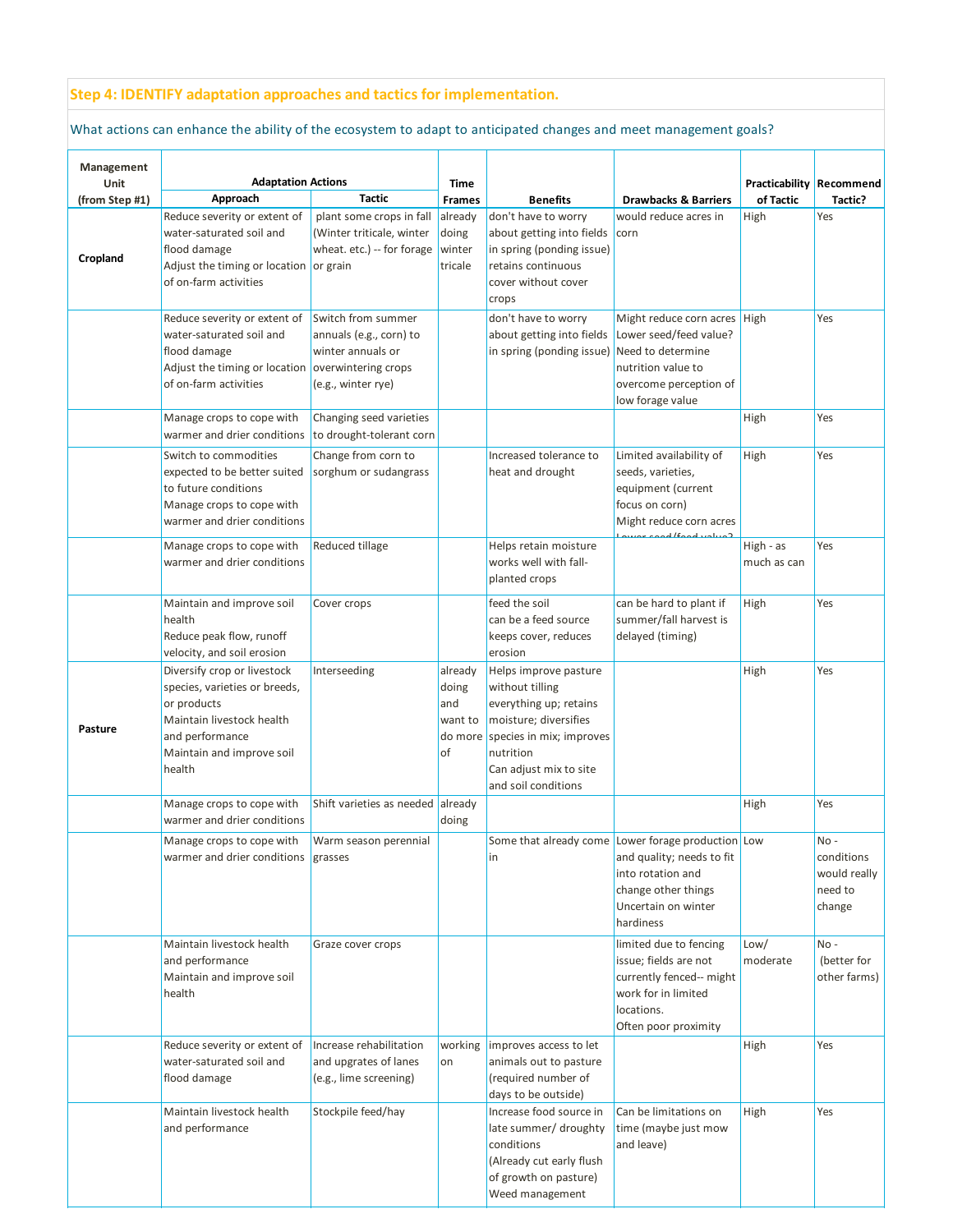## Step 4: IDENTIFY adaptation approaches and tactics for implementation.

What actions can enhance the ability of the ecosystem to adapt to anticipated changes and meet management goals?

| Management Unit (from Step #1) | Adaptation Actions | | Time Frames | Benefits | Drawbacks & Barriers | Practicability of Tactic | Recommend Tactic? |
|---|---|---|---|---|---|---|---|
| | Approach | Tactic | | | | | |
| **Cropland** | Reduce severity or extent of water-saturated soil and flood damage<br>Adjust the timing or location of on-farm activities | plant some crops in fall (Winter triticale, winter wheat. etc.) -- for forage or grain | already doing winter tricale | don't have to worry about getting into fields in spring (ponding issue)<br>retains continuous cover without cover crops | would reduce acres in corn | High | Yes |
| | Reduce severity or extent of water-saturated soil and flood damage<br>Adjust the timing or location of on-farm activities | Switch from summer annuals (e.g., corn) to winter annuals or overwintering crops (e.g., winter rye) | | don't have to worry about getting into fields in spring (ponding issue) | Might reduce corn acres<br>Lower seed/feed value?<br>Need to determine nutrition value to overcome perception of low forage value | High | Yes |
| | Manage crops to cope with warmer and drier conditions | Changing seed varieties to drought-tolerant corn | | | | High | Yes |
| | Switch to commodities expected to be better suited to future conditions<br>Manage crops to cope with warmer and drier conditions | Change from corn to sorghum or sudangrass | | Increased tolerance to heat and drought | Limited availability of seeds, varieties, equipment (current focus on corn)<br>Might reduce corn acres<br>Lower seed/feed value? | High | Yes |
| | Manage crops to cope with warmer and drier conditions | Reduced tillage | | Helps retain moisture works well with fall-planted crops | | High - as much as can | Yes |
| | Maintain and improve soil health<br>Reduce peak flow, runoff velocity, and soil erosion | Cover crops | | feed the soil<br>can be a feed source<br>keeps cover, reduces erosion | can be hard to plant if summer/fall harvest is delayed (timing) | High | Yes |
| **Pasture** | Diversify crop or livestock species, varieties or breeds, or products<br>Maintain livestock health and performance<br>Maintain and improve soil health | Interseeding | already doing and want to do more of | Helps improve pasture without tilling everything up; retains moisture; diversifies species in mix; improves nutrition<br>Can adjust mix to site and soil conditions | | High | Yes |
| | Manage crops to cope with warmer and drier conditions | Shift varieties as needed | already doing | | | High | Yes |
| | Manage crops to cope with warmer and drier conditions | Warm season perennial grasses | | Some that already come in | Lower forage production and quality; needs to fit into rotation and change other things<br>Uncertain on winter hardiness | Low | No - conditions would really need to change |
| | Maintain livestock health and performance<br>Maintain and improve soil health | Graze cover crops | | | limited due to fencing issue; fields are not currently fenced-- might work for in limited locations.<br>Often poor proximity | Low/ moderate | No - (better for other farms) |
| | Reduce severity or extent of water-saturated soil and flood damage | Increase rehabilitation and upgrates of lanes (e.g., lime screening) | working on | improves access to let animals out to pasture (required number of days to be outside) | | High | Yes |
| | Maintain livestock health and performance | Stockpile feed/hay | | Increase food source in late summer/ droughty conditions<br>(Already cut early flush of growth on pasture)<br>Weed management | Can be limitations on time (maybe just mow and leave) | High | Yes |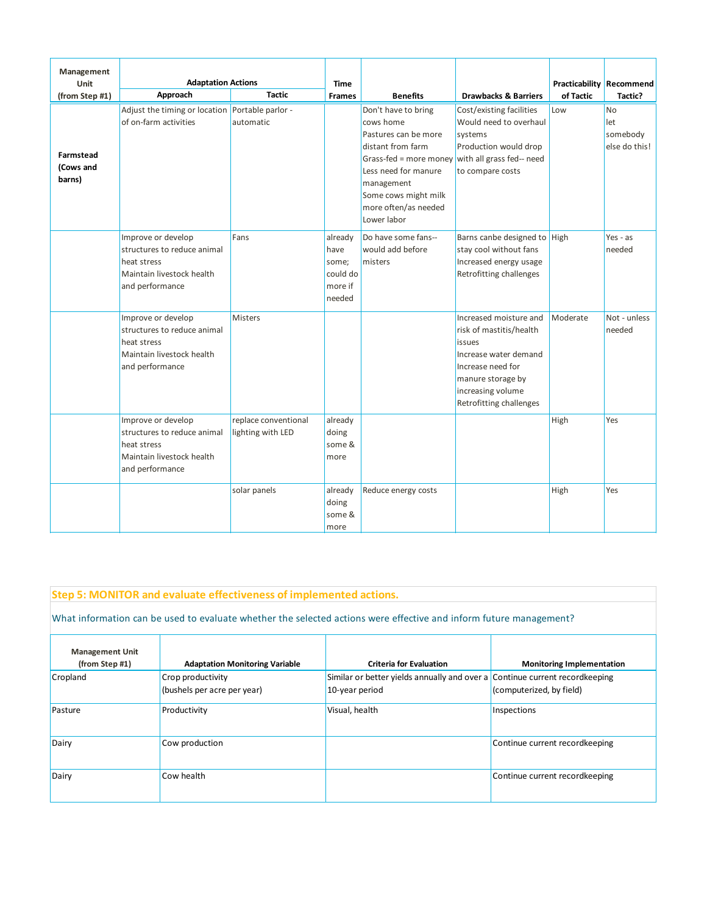| Management Unit (from Step #1) | Adaptation Actions | | Time Frames | Benefits | Drawbacks & Barriers | Practicability of Tactic | Recommend Tactic? |
|---|---|---|---|---|---|---|---|
| | Approach | Tactic | | | | | |
| **Farmstead (Cows and barns)** | Adjust the timing or location of on-farm activities | Portable parlor - automatic | | Don't have to bring cows home<br>Pastures can be more distant from farm<br>Grass-fed = more money<br>Less need for manure management<br>Some cows might milk more often/as needed<br>Lower labor | Cost/existing facilities<br>Would need to overhaul systems<br>Production would drop with all grass fed-- need to compare costs | Low | No<br>let somebody else do this! |
| | Improve or develop structures to reduce animal heat stress<br>Maintain livestock health and performance | Fans | already have some; could do more if needed | Do have some fans-- would add before misters | Barns canbe designed to stay cool without fans<br>Increased energy usage<br>Retrofitting challenges | High | Yes - as needed |
| | Improve or develop structures to reduce animal heat stress<br>Maintain livestock health and performance | Misters | | | Increased moisture and risk of mastitis/health issues<br>Increase water demand<br>Increase need for manure storage by increasing volume<br>Retrofitting challenges | Moderate | Not - unless needed |
| | Improve or develop structures to reduce animal heat stress<br>Maintain livestock health and performance | replace conventional lighting with LED | already doing some & more | | | High | Yes |
| | | solar panels | already doing some & more | Reduce energy costs | | High | Yes |

## Step 5: MONITOR and evaluate effectiveness of implemented actions.

What information can be used to evaluate whether the selected actions were effective and inform future management?

| Management Unit (from Step #1) | Adaptation Monitoring Variable | Criteria for Evaluation | Monitoring Implementation |
|---|---|---|---|
| Cropland | Crop productivity<br>(bushels per acre per year) | Similar or better yields annually and over a 10-year period | Continue current recordkeeping (computerized, by field) |
| Pasture | Productivity | Visual, health | Inspections |
| Dairy | Cow production | | Continue current recordkeeping |
| Dairy | Cow health | | Continue current recordkeeping |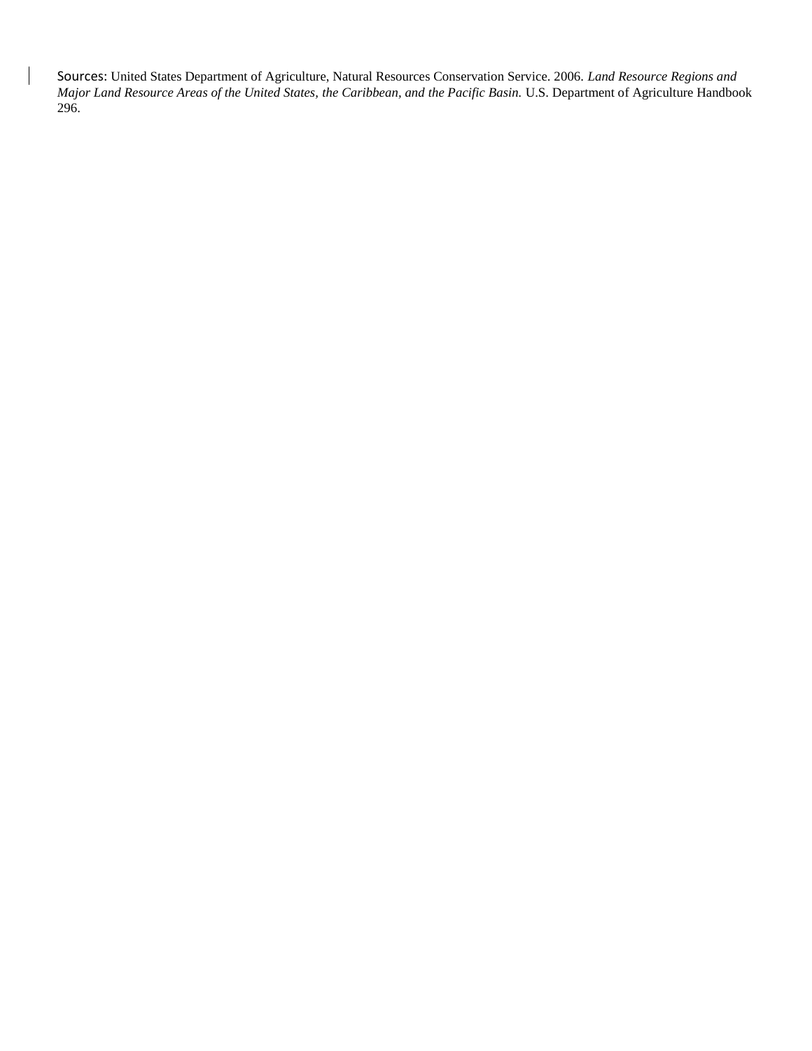Sources: United States Department of Agriculture, Natural Resources Conservation Service. 2006. *Land Resource Regions and Major Land Resource Areas of the United States, the Caribbean, and the Pacific Basin.* U.S. Department of Agriculture Handbook 296.